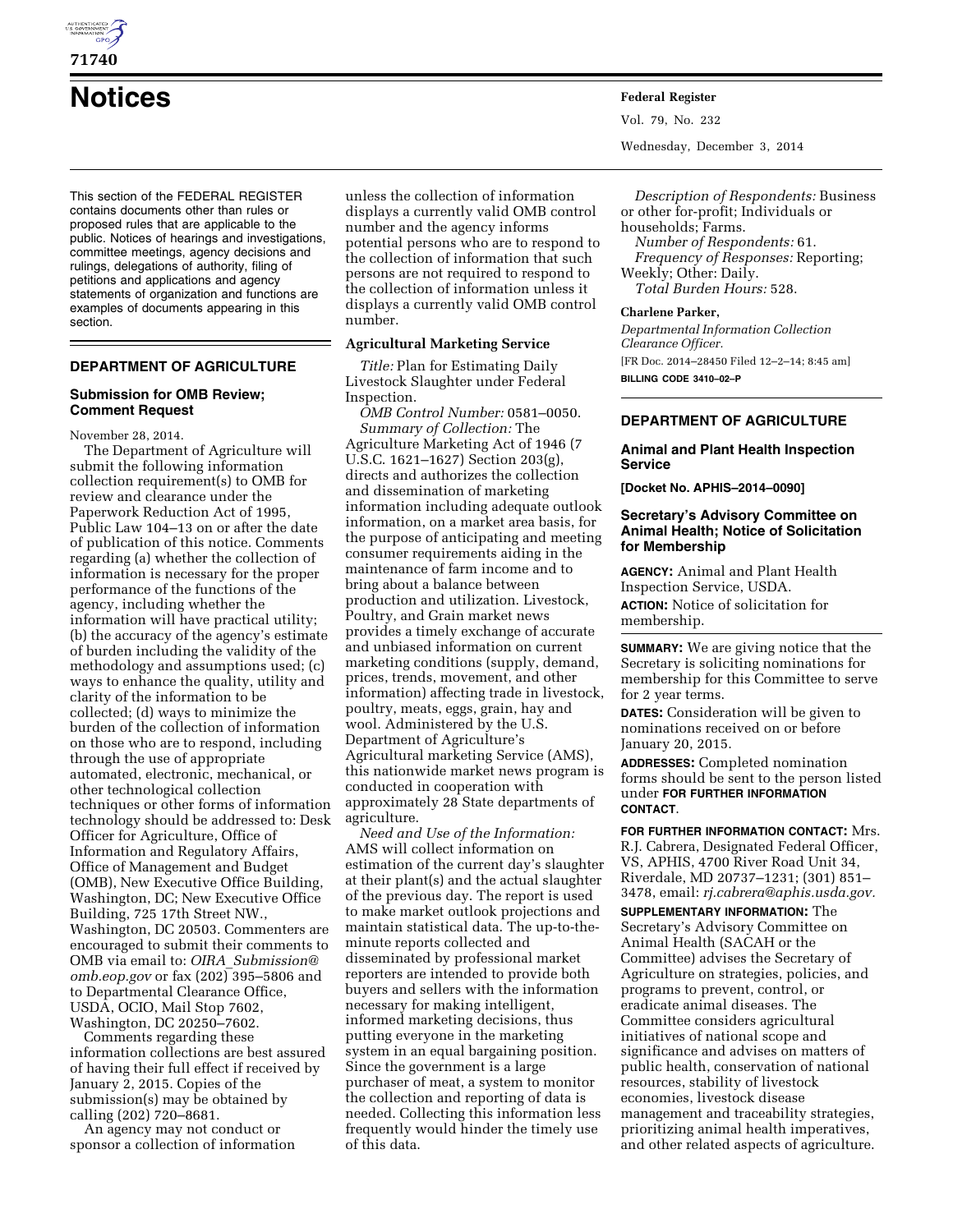# Notices

This section of the FEDERAL REGISTER contains documents other than rules or proposed rules that are applicable to the public. Notices of hearings and investigations, committee meetings, agency decisions and rulings, delegations of authority, filing of petitions and applications and agency statements of organization and functions are examples of documents appearing in this section.

## DEPARTMENT OF AGRICULTURE

### Submission for OMB Review; Comment Request

November 28, 2014.

The Department of Agriculture will submit the following information collection requirement(s) to OMB for review and clearance under the Paperwork Reduction Act of 1995, Public Law 104–13 on or after the date of publication of this notice. Comments regarding (a) whether the collection of information is necessary for the proper performance of the functions of the agency, including whether the information will have practical utility; (b) the accuracy of the agency's estimate of burden including the validity of the methodology and assumptions used; (c) ways to enhance the quality, utility and clarity of the information to be collected; (d) ways to minimize the burden of the collection of information on those who are to respond, including through the use of appropriate automated, electronic, mechanical, or other technological collection techniques or other forms of information technology should be addressed to: Desk Officer for Agriculture, Office of Information and Regulatory Affairs, Office of Management and Budget (OMB), New Executive Office Building, Washington, DC; New Executive Office Building, 725 17th Street NW., Washington, DC 20503. Commenters are encouraged to submit their comments to OMB via email to: *OIRA_Submission@omb.eop.gov* or fax (202) 395–5806 and to Departmental Clearance Office, USDA, OCIO, Mail Stop 7602, Washington, DC 20250–7602.

Comments regarding these information collections are best assured of having their full effect if received by January 2, 2015. Copies of the submission(s) may be obtained by calling (202) 720–8681.

An agency may not conduct or sponsor a collection of information unless the collection of information displays a currently valid OMB control number and the agency informs potential persons who are to respond to the collection of information that such persons are not required to respond to the collection of information unless it displays a currently valid OMB control number.

#### Agricultural Marketing Service

*Title:* Plan for Estimating Daily Livestock Slaughter under Federal Inspection.

*OMB Control Number:* 0581–0050.

*Summary of Collection:* The Agriculture Marketing Act of 1946 (7 U.S.C. 1621–1627) Section 203(g), directs and authorizes the collection and dissemination of marketing information including adequate outlook information, on a market area basis, for the purpose of anticipating and meeting consumer requirements aiding in the maintenance of farm income and to bring about a balance between production and utilization. Livestock, Poultry, and Grain market news provides a timely exchange of accurate and unbiased information on current marketing conditions (supply, demand, prices, trends, movement, and other information) affecting trade in livestock, poultry, meats, eggs, grain, hay and wool. Administered by the U.S. Department of Agriculture's Agricultural marketing Service (AMS), this nationwide market news program is conducted in cooperation with approximately 28 State departments of agriculture.

*Need and Use of the Information:* AMS will collect information on estimation of the current day's slaughter at their plant(s) and the actual slaughter of the previous day. The report is used to make market outlook projections and maintain statistical data. The up-to-the-minute reports collected and disseminated by professional market reporters are intended to provide both buyers and sellers with the information necessary for making intelligent, informed marketing decisions, thus putting everyone in the marketing system in an equal bargaining position. Since the government is a large purchaser of meat, a system to monitor the collection and reporting of data is needed. Collecting this information less frequently would hinder the timely use of this data.

*Description of Respondents:* Business or other for-profit; Individuals or households; Farms.

*Number of Respondents:* 61.

*Frequency of Responses:* Reporting; Weekly; Other: Daily.

*Total Burden Hours:* 528.

**Charlene Parker,**

*Departmental Information Collection Clearance Officer.*

[FR Doc. 2014–28450 Filed 12–2–14; 8:45 am]

**BILLING CODE 3410–02–P**

## DEPARTMENT OF AGRICULTURE

### Animal and Plant Health Inspection Service

**[Docket No. APHIS–2014–0090]**

### Secretary's Advisory Committee on Animal Health; Notice of Solicitation for Membership

**AGENCY:** Animal and Plant Health Inspection Service, USDA.

**ACTION:** Notice of solicitation for membership.

**SUMMARY:** We are giving notice that the Secretary is soliciting nominations for membership for this Committee to serve for 2 year terms.

**DATES:** Consideration will be given to nominations received on or before January 20, 2015.

**ADDRESSES:** Completed nomination forms should be sent to the person listed under **FOR FURTHER INFORMATION CONTACT**.

**FOR FURTHER INFORMATION CONTACT:** Mrs. R.J. Cabrera, Designated Federal Officer, VS, APHIS, 4700 River Road Unit 34, Riverdale, MD 20737–1231; (301) 851–3478, email: *rj.cabrera@aphis.usda.gov.*

**SUPPLEMENTARY INFORMATION:** The Secretary's Advisory Committee on Animal Health (SACAH or the Committee) advises the Secretary of Agriculture on strategies, policies, and programs to prevent, control, or eradicate animal diseases. The Committee considers agricultural initiatives of national scope and significance and advises on matters of public health, conservation of national resources, stability of livestock economies, livestock disease management and traceability strategies, prioritizing animal health imperatives, and other related aspects of agriculture.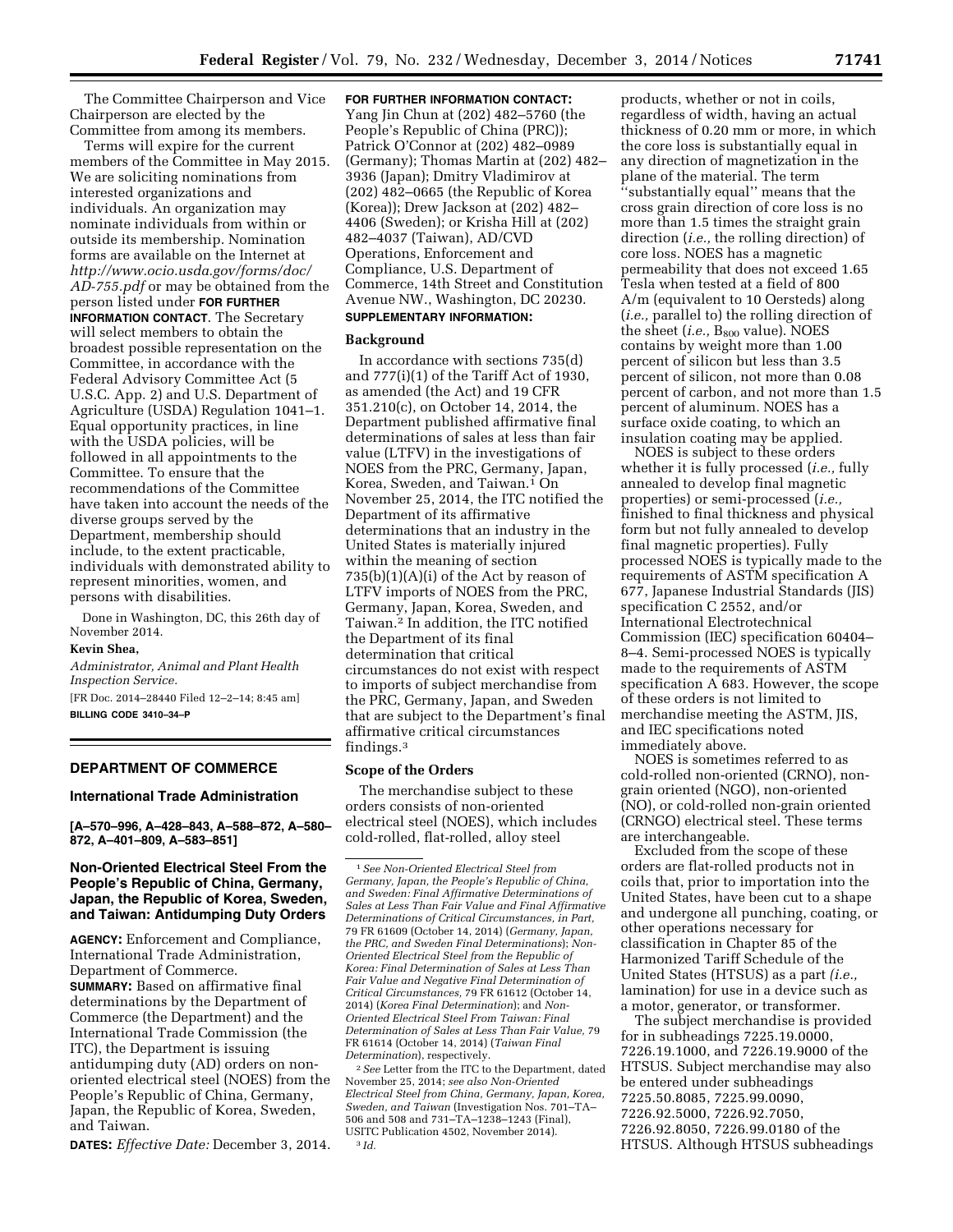The Committee Chairperson and Vice Chairperson are elected by the Committee from among its members.

Terms will expire for the current members of the Committee in May 2015. We are soliciting nominations from interested organizations and individuals. An organization may nominate individuals from within or outside its membership. Nomination forms are available on the Internet at *http://www.ocio.usda.gov/forms/doc/AD-755.pdf* or may be obtained from the person listed under **FOR FURTHER INFORMATION CONTACT**. The Secretary will select members to obtain the broadest possible representation on the Committee, in accordance with the Federal Advisory Committee Act (5 U.S.C. App. 2) and U.S. Department of Agriculture (USDA) Regulation 1041–1. Equal opportunity practices, in line with the USDA policies, will be followed in all appointments to the Committee. To ensure that the recommendations of the Committee have taken into account the needs of the diverse groups served by the Department, membership should include, to the extent practicable, individuals with demonstrated ability to represent minorities, women, and persons with disabilities.

Done in Washington, DC, this 26th day of November 2014.

**Kevin Shea,**

*Administrator, Animal and Plant Health Inspection Service.*

[FR Doc. 2014–28440 Filed 12–2–14; 8:45 am]

**BILLING CODE 3410–34–P**

---

## DEPARTMENT OF COMMERCE

### International Trade Administration

**[A–570–996, A–428–843, A–588–872, A–580–872, A–401–809, A–583–851]**

### Non-Oriented Electrical Steel From the People's Republic of China, Germany, Japan, the Republic of Korea, Sweden, and Taiwan: Antidumping Duty Orders

**AGENCY:** Enforcement and Compliance, International Trade Administration, Department of Commerce.

**SUMMARY:** Based on affirmative final determinations by the Department of Commerce (the Department) and the International Trade Commission (the ITC), the Department is issuing antidumping duty (AD) orders on non-oriented electrical steel (NOES) from the People's Republic of China, Germany, Japan, the Republic of Korea, Sweden, and Taiwan.

**DATES:** *Effective Date:* December 3, 2014.

**FOR FURTHER INFORMATION CONTACT:** Yang Jin Chun at (202) 482–5760 (the People's Republic of China (PRC)); Patrick O'Connor at (202) 482–0989 (Germany); Thomas Martin at (202) 482–3936 (Japan); Dmitry Vladimirov at (202) 482–0665 (the Republic of Korea (Korea)); Drew Jackson at (202) 482–4406 (Sweden); or Krisha Hill at (202) 482–4037 (Taiwan), AD/CVD Operations, Enforcement and Compliance, U.S. Department of Commerce, 14th Street and Constitution Avenue NW., Washington, DC 20230.

**SUPPLEMENTARY INFORMATION:**

#### Background

In accordance with sections 735(d) and 777(i)(1) of the Tariff Act of 1930, as amended (the Act) and 19 CFR 351.210(c), on October 14, 2014, the Department published affirmative final determinations of sales at less than fair value (LTFV) in the investigations of NOES from the PRC, Germany, Japan, Korea, Sweden, and Taiwan.[1] On November 25, 2014, the ITC notified the Department of its affirmative determinations that an industry in the United States is materially injured within the meaning of section 735(b)(1)(A)(i) of the Act by reason of LTFV imports of NOES from the PRC, Germany, Japan, Korea, Sweden, and Taiwan.[2] In addition, the ITC notified the Department of its final determination that critical circumstances do not exist with respect to imports of subject merchandise from the PRC, Germany, Japan, and Sweden that are subject to the Department's final affirmative critical circumstances findings.[3]

#### Scope of the Orders

The merchandise subject to these orders consists of non-oriented electrical steel (NOES), which includes cold-rolled, flat-rolled, alloy steel products, whether or not in coils, regardless of width, having an actual thickness of 0.20 mm or more, in which the core loss is substantially equal in any direction of magnetization in the plane of the material. The term ''substantially equal'' means that the cross grain direction of core loss is no more than 1.5 times the straight grain direction (*i.e.,* the rolling direction) of core loss. NOES has a magnetic permeability that does not exceed 1.65 Tesla when tested at a field of 800 A/m (equivalent to 10 Oersteds) along (*i.e.,* parallel to) the rolling direction of the sheet (*i.e.,* $B_{800}$ value). NOES contains by weight more than 1.00 percent of silicon but less than 3.5 percent of silicon, not more than 0.08 percent of carbon, and not more than 1.5 percent of aluminum. NOES has a surface oxide coating, to which an insulation coating may be applied.

NOES is subject to these orders whether it is fully processed (*i.e.,* fully annealed to develop final magnetic properties) or semi-processed (*i.e.,* finished to final thickness and physical form but not fully annealed to develop final magnetic properties). Fully processed NOES is typically made to the requirements of ASTM specification A 677, Japanese Industrial Standards (JIS) specification C 2552, and/or International Electrotechnical Commission (IEC) specification 60404–8–4. Semi-processed NOES is typically made to the requirements of ASTM specification A 683. However, the scope of these orders is not limited to merchandise meeting the ASTM, JIS, and IEC specifications noted immediately above.

NOES is sometimes referred to as cold-rolled non-oriented (CRNO), non-grain oriented (NGO), non-oriented (NO), or cold-rolled non-grain oriented (CRNGO) electrical steel. These terms are interchangeable.

Excluded from the scope of these orders are flat-rolled products not in coils that, prior to importation into the United States, have been cut to a shape and undergone all punching, coating, or other operations necessary for classification in Chapter 85 of the Harmonized Tariff Schedule of the United States (HTSUS) as a part (*i.e.,* lamination) for use in a device such as a motor, generator, or transformer.

The subject merchandise is provided for in subheadings 7225.19.0000, 7226.19.1000, and 7226.19.9000 of the HTSUS. Subject merchandise may also be entered under subheadings 7225.50.8085, 7225.99.0090, 7226.92.5000, 7226.92.7050, 7226.92.8050, 7226.99.0180 of the HTSUS. Although HTSUS subheadings

---

[1] *See Non-Oriented Electrical Steel from Germany, Japan, the People's Republic of China, and Sweden: Final Affirmative Determinations of Sales at Less Than Fair Value and Final Affirmative Determinations of Critical Circumstances, in Part,* 79 FR 61609 (October 14, 2014) (*Germany, Japan, the PRC, and Sweden Final Determinations*); *Non-Oriented Electrical Steel from the Republic of Korea: Final Determination of Sales at Less Than Fair Value and Negative Final Determination of Critical Circumstances,* 79 FR 61612 (October 14, 2014) (*Korea Final Determination*); and *Non-Oriented Electrical Steel From Taiwan: Final Determination of Sales at Less Than Fair Value,* 79 FR 61614 (October 14, 2014) (*Taiwan Final Determination*), respectively.

[2] *See* Letter from the ITC to the Department, dated November 25, 2014; *see also Non-Oriented Electrical Steel from China, Germany, Japan, Korea, Sweden, and Taiwan* (Investigation Nos. 701–TA–506 and 508 and 731–TA–1238–1243 (Final), USITC Publication 4502, November 2014).

[3] *Id.*